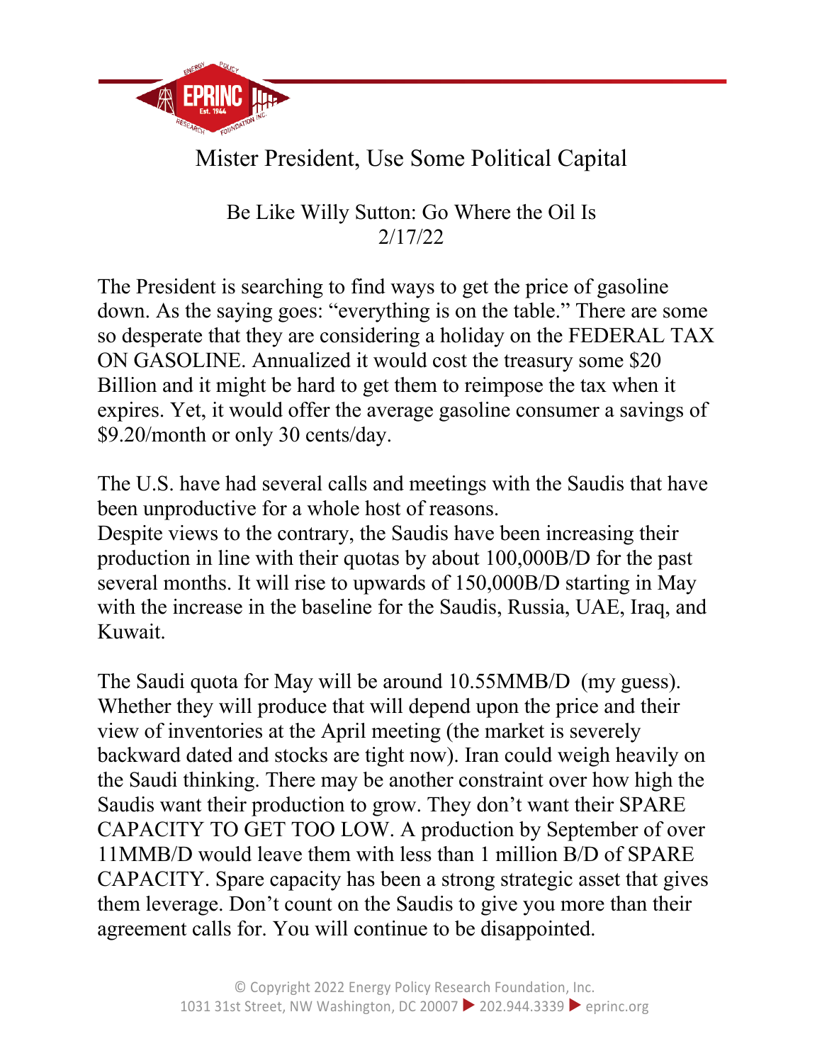# Mister President, Use Some Political Capital

## Be Like Willy Sutton: Go Where the Oil Is
2/17/22

The President is searching to find ways to get the price of gasoline down. As the saying goes: "everything is on the table." There are some so desperate that they are considering a holiday on the FEDERAL TAX ON GASOLINE. Annualized it would cost the treasury some $20 Billion and it might be hard to get them to reimpose the tax when it expires. Yet, it would offer the average gasoline consumer a savings of $9.20/month or only 30 cents/day.

The U.S. have had several calls and meetings with the Saudis that have been unproductive for a whole host of reasons.
Despite views to the contrary, the Saudis have been increasing their production in line with their quotas by about 100,000B/D for the past several months. It will rise to upwards of 150,000B/D starting in May with the increase in the baseline for the Saudis, Russia, UAE, Iraq, and Kuwait.

The Saudi quota for May will be around 10.55MMB/D (my guess). Whether they will produce that will depend upon the price and their view of inventories at the April meeting (the market is severely backward dated and stocks are tight now). Iran could weigh heavily on the Saudi thinking. There may be another constraint over how high the Saudis want their production to grow. They don't want their SPARE CAPACITY TO GET TOO LOW. A production by September of over 11MMB/D would leave them with less than 1 million B/D of SPARE CAPACITY. Spare capacity has been a strong strategic asset that gives them leverage. Don't count on the Saudis to give you more than their agreement calls for. You will continue to be disappointed.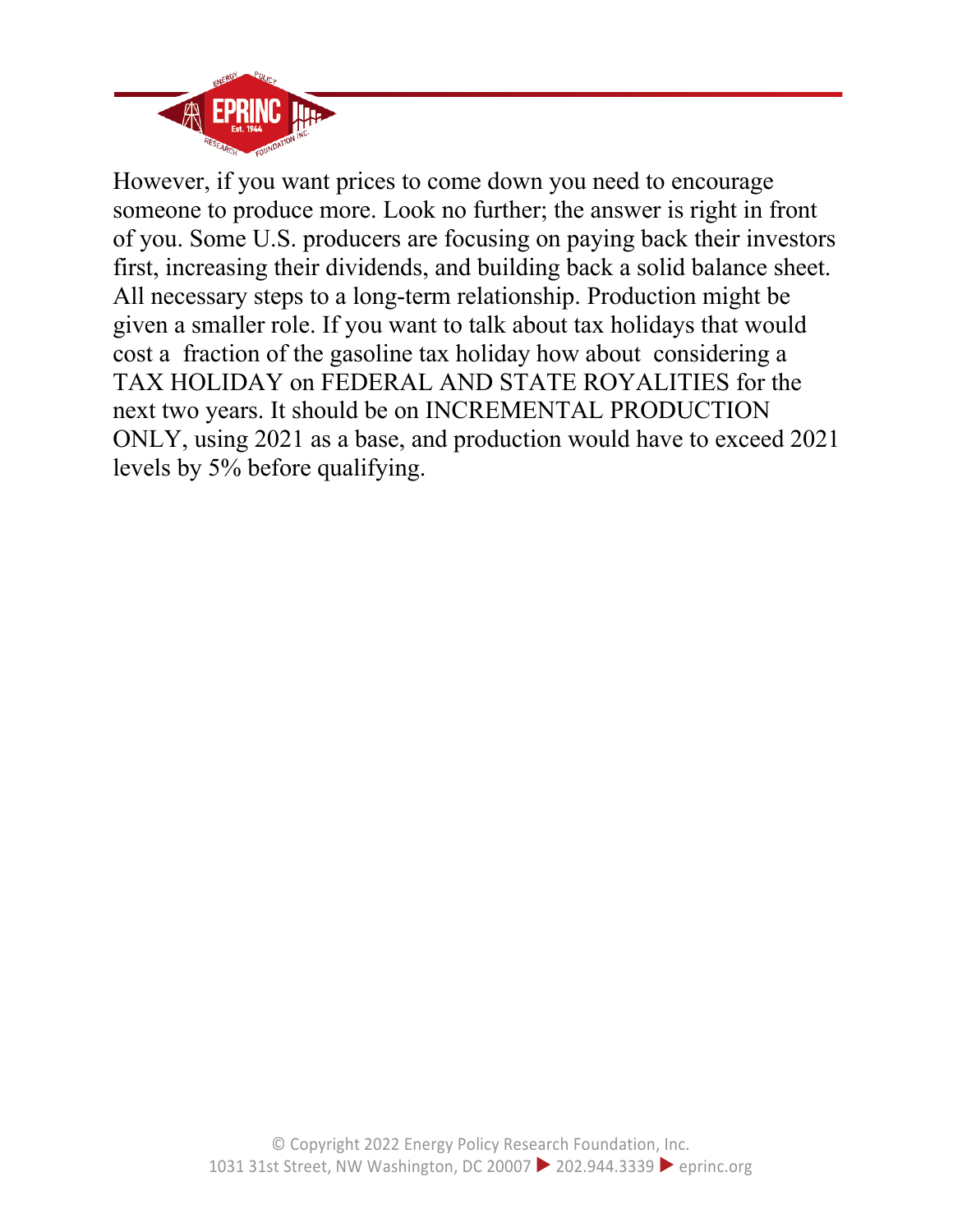However, if you want prices to come down you need to encourage someone to produce more. Look no further; the answer is right in front of you. Some U.S. producers are focusing on paying back their investors first, increasing their dividends, and building back a solid balance sheet. All necessary steps to a long-term relationship. Production might be given a smaller role. If you want to talk about tax holidays that would cost a fraction of the gasoline tax holiday how about considering a TAX HOLIDAY on FEDERAL AND STATE ROYALITIES for the next two years. It should be on INCREMENTAL PRODUCTION ONLY, using 2021 as a base, and production would have to exceed 2021 levels by 5% before qualifying.